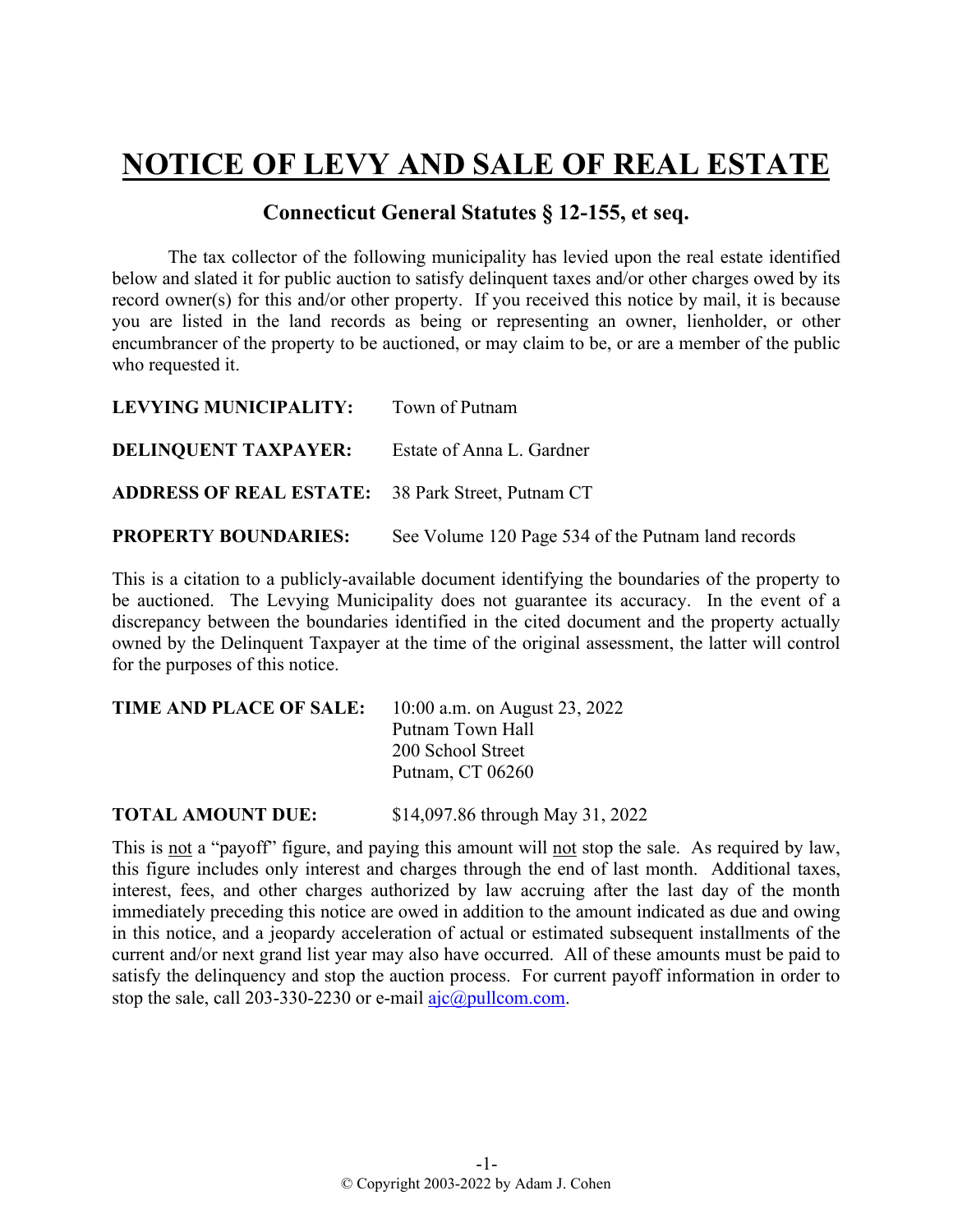# NOTICE OF LEVY AND SALE OF REAL ESTATE

## Connecticut General Statutes § 12-155, et seq.

The tax collector of the following municipality has levied upon the real estate identified below and slated it for public auction to satisfy delinquent taxes and/or other charges owed by its record owner(s) for this and/or other property. If you received this notice by mail, it is because you are listed in the land records as being or representing an owner, lienholder, or other encumbrancer of the property to be auctioned, or may claim to be, or are a member of the public who requested it.

**LEVYING MUNICIPALITY:** Town of Putnam

**DELINQUENT TAXPAYER:** Estate of Anna L. Gardner

**ADDRESS OF REAL ESTATE:** 38 Park Street, Putnam CT

**PROPERTY BOUNDARIES:** See Volume 120 Page 534 of the Putnam land records

This is a citation to a publicly-available document identifying the boundaries of the property to be auctioned. The Levying Municipality does not guarantee its accuracy. In the event of a discrepancy between the boundaries identified in the cited document and the property actually owned by the Delinquent Taxpayer at the time of the original assessment, the latter will control for the purposes of this notice.

**TIME AND PLACE OF SALE:** 10:00 a.m. on August 23, 2022
Putnam Town Hall
200 School Street
Putnam, CT 06260

**TOTAL AMOUNT DUE:** $14,097.86 through May 31, 2022

This is not a "payoff" figure, and paying this amount will not stop the sale. As required by law, this figure includes only interest and charges through the end of last month. Additional taxes, interest, fees, and other charges authorized by law accruing after the last day of the month immediately preceding this notice are owed in addition to the amount indicated as due and owing in this notice, and a jeopardy acceleration of actual or estimated subsequent installments of the current and/or next grand list year may also have occurred. All of these amounts must be paid to satisfy the delinquency and stop the auction process. For current payoff information in order to stop the sale, call 203-330-2230 or e-mail ajc@pullcom.com.

© Copyright 2003-2022 by Adam J. Cohen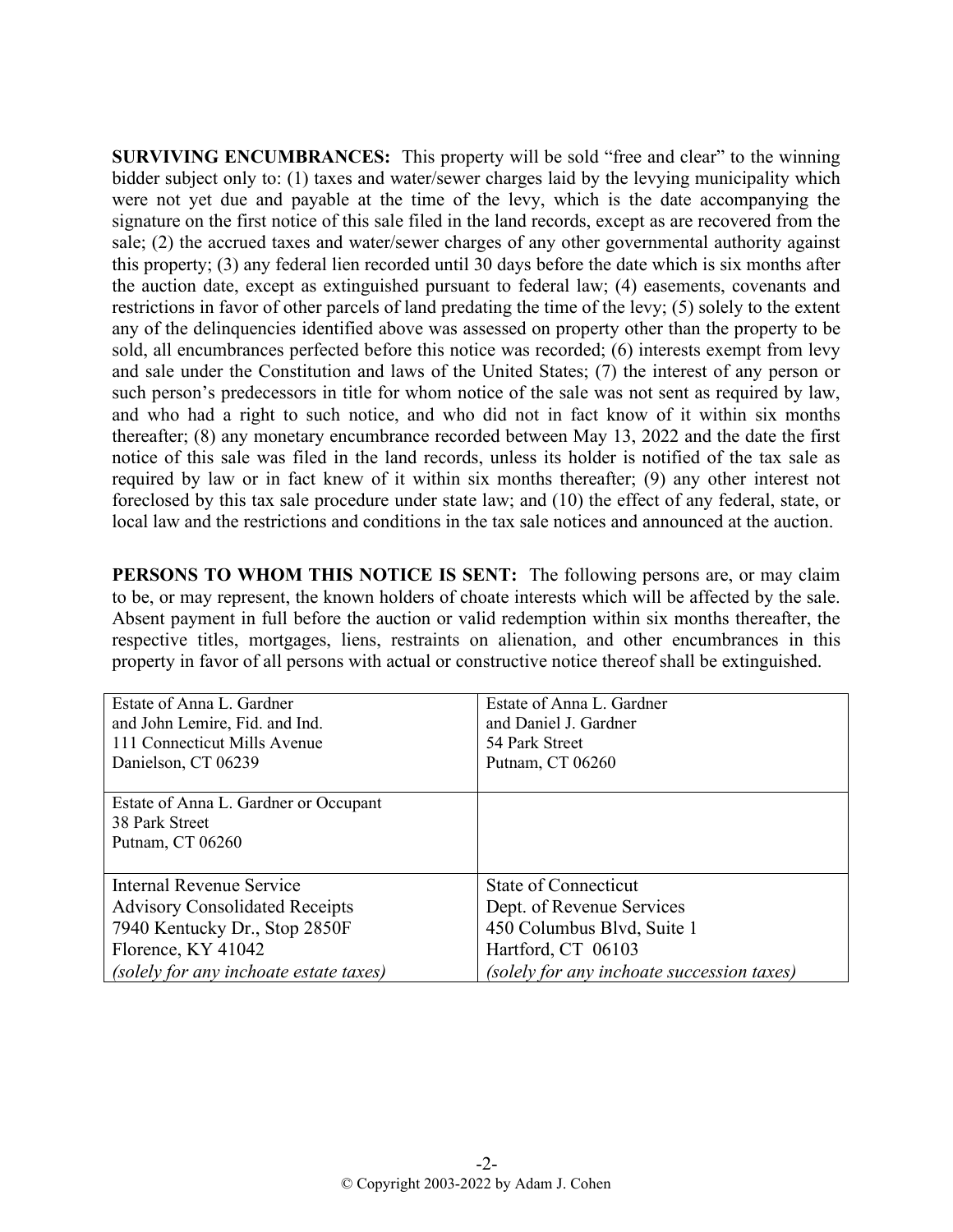**SURVIVING ENCUMBRANCES:** This property will be sold "free and clear" to the winning bidder subject only to: (1) taxes and water/sewer charges laid by the levying municipality which were not yet due and payable at the time of the levy, which is the date accompanying the signature on the first notice of this sale filed in the land records, except as are recovered from the sale; (2) the accrued taxes and water/sewer charges of any other governmental authority against this property; (3) any federal lien recorded until 30 days before the date which is six months after the auction date, except as extinguished pursuant to federal law; (4) easements, covenants and restrictions in favor of other parcels of land predating the time of the levy; (5) solely to the extent any of the delinquencies identified above was assessed on property other than the property to be sold, all encumbrances perfected before this notice was recorded; (6) interests exempt from levy and sale under the Constitution and laws of the United States; (7) the interest of any person or such person's predecessors in title for whom notice of the sale was not sent as required by law, and who had a right to such notice, and who did not in fact know of it within six months thereafter; (8) any monetary encumbrance recorded between May 13, 2022 and the date the first notice of this sale was filed in the land records, unless its holder is notified of the tax sale as required by law or in fact knew of it within six months thereafter; (9) any other interest not foreclosed by this tax sale procedure under state law; and (10) the effect of any federal, state, or local law and the restrictions and conditions in the tax sale notices and announced at the auction.

**PERSONS TO WHOM THIS NOTICE IS SENT:** The following persons are, or may claim to be, or may represent, the known holders of choate interests which will be affected by the sale. Absent payment in full before the auction or valid redemption within six months thereafter, the respective titles, mortgages, liens, restraints on alienation, and other encumbrances in this property in favor of all persons with actual or constructive notice thereof shall be extinguished.

| | |
|---|---|
| Estate of Anna L. Gardner<br>and John Lemire, Fid. and Ind.<br>111 Connecticut Mills Avenue<br>Danielson, CT 06239 | Estate of Anna L. Gardner<br>and Daniel J. Gardner<br>54 Park Street<br>Putnam, CT 06260 |
| Estate of Anna L. Gardner or Occupant<br>38 Park Street<br>Putnam, CT 06260 | |
| Internal Revenue Service<br>Advisory Consolidated Receipts<br>7940 Kentucky Dr., Stop 2850F<br>Florence, KY 41042<br>*(solely for any inchoate estate taxes)* | State of Connecticut<br>Dept. of Revenue Services<br>450 Columbus Blvd, Suite 1<br>Hartford, CT 06103<br>*(solely for any inchoate succession taxes)* |

© Copyright 2003-2022 by Adam J. Cohen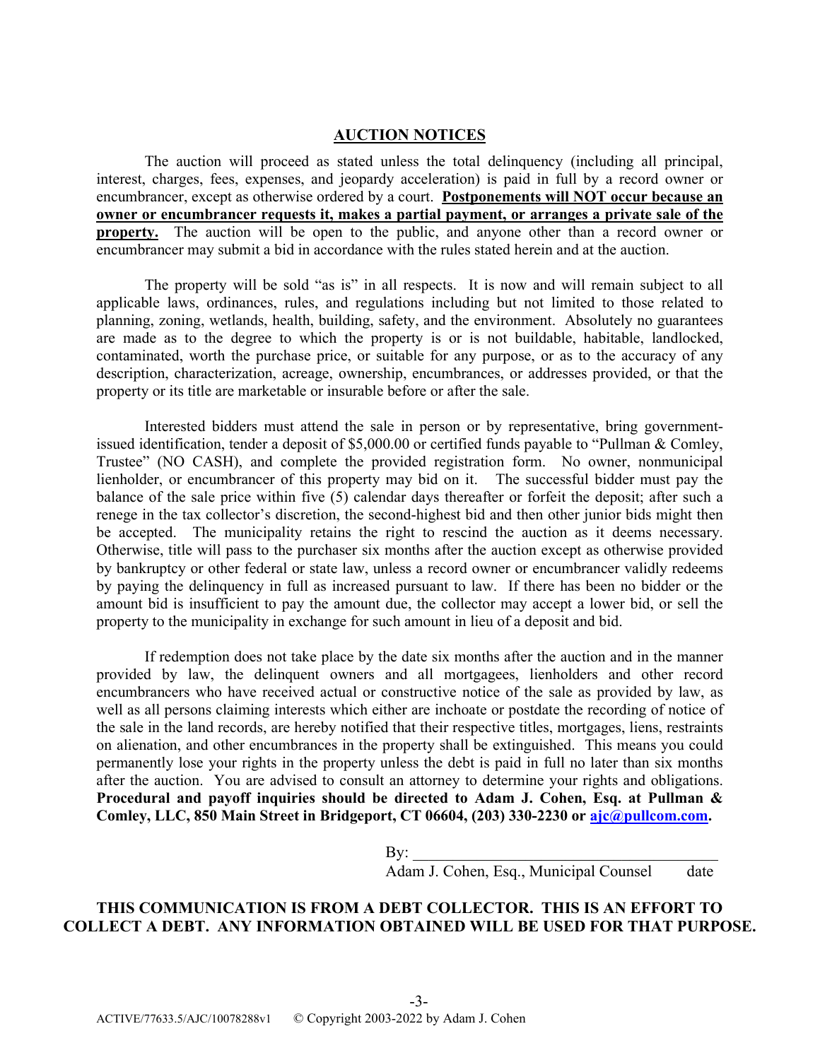## AUCTION NOTICES

The auction will proceed as stated unless the total delinquency (including all principal, interest, charges, fees, expenses, and jeopardy acceleration) is paid in full by a record owner or encumbrancer, except as otherwise ordered by a court. **<u>Postponements will NOT occur because an owner or encumbrancer requests it, makes a partial payment, or arranges a private sale of the property.</u>** The auction will be open to the public, and anyone other than a record owner or encumbrancer may submit a bid in accordance with the rules stated herein and at the auction.

The property will be sold "as is" in all respects. It is now and will remain subject to all applicable laws, ordinances, rules, and regulations including but not limited to those related to planning, zoning, wetlands, health, building, safety, and the environment. Absolutely no guarantees are made as to the degree to which the property is or is not buildable, habitable, landlocked, contaminated, worth the purchase price, or suitable for any purpose, or as to the accuracy of any description, characterization, acreage, ownership, encumbrances, or addresses provided, or that the property or its title are marketable or insurable before or after the sale.

Interested bidders must attend the sale in person or by representative, bring government-issued identification, tender a deposit of $5,000.00 or certified funds payable to "Pullman & Comley, Trustee" (NO CASH), and complete the provided registration form. No owner, nonmunicipal lienholder, or encumbrancer of this property may bid on it. The successful bidder must pay the balance of the sale price within five (5) calendar days thereafter or forfeit the deposit; after such a renege in the tax collector's discretion, the second-highest bid and then other junior bids might then be accepted. The municipality retains the right to rescind the auction as it deems necessary. Otherwise, title will pass to the purchaser six months after the auction except as otherwise provided by bankruptcy or other federal or state law, unless a record owner or encumbrancer validly redeems by paying the delinquency in full as increased pursuant to law. If there has been no bidder or the amount bid is insufficient to pay the amount due, the collector may accept a lower bid, or sell the property to the municipality in exchange for such amount in lieu of a deposit and bid.

If redemption does not take place by the date six months after the auction and in the manner provided by law, the delinquent owners and all mortgagees, lienholders and other record encumbrancers who have received actual or constructive notice of the sale as provided by law, as well as all persons claiming interests which either are inchoate or postdate the recording of notice of the sale in the land records, are hereby notified that their respective titles, mortgages, liens, restraints on alienation, and other encumbrances in the property shall be extinguished. This means you could permanently lose your rights in the property unless the debt is paid in full no later than six months after the auction. You are advised to consult an attorney to determine your rights and obligations. **Procedural and payoff inquiries should be directed to Adam J. Cohen, Esq. at Pullman & Comley, LLC, 850 Main Street in Bridgeport, CT 06604, (203) 330-2230 or [ajc@pullcom.com](mailto:ajc@pullcom.com).**

By: ____________________________________

Adam J. Cohen, Esq., Municipal Counsel date

**THIS COMMUNICATION IS FROM A DEBT COLLECTOR. THIS IS AN EFFORT TO COLLECT A DEBT. ANY INFORMATION OBTAINED WILL BE USED FOR THAT PURPOSE.**

ACTIVE/77633.5/AJC/10078288v1 © Copyright 2003-2022 by Adam J. Cohen